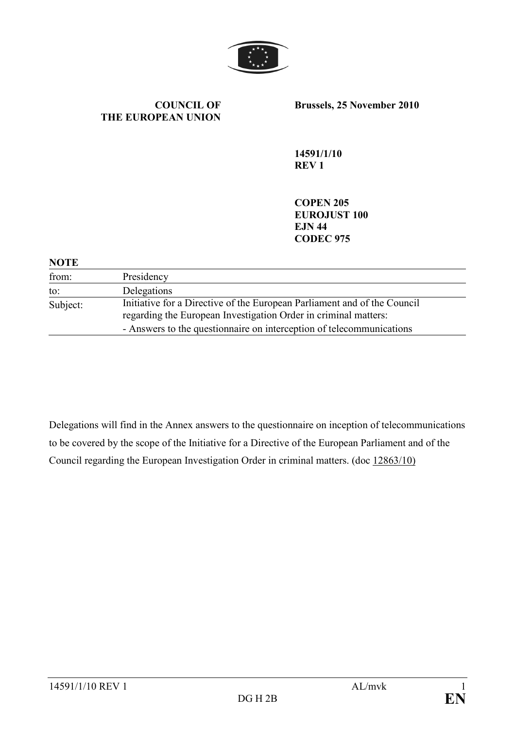**COUNCIL OF THE EUROPEAN UNION**

**Brussels, 25 November 2010**

**14591/1/10**
**REV 1**

**COPEN 205**
**EUROJUST 100**
**EJN 44**
**CODEC 975**

**NOTE**

| | |
|---|---|
| from: | Presidency |
| to: | Delegations |
| Subject: | Initiative for a Directive of the European Parliament and of the Council regarding the European Investigation Order in criminal matters:<br>- Answers to the questionnaire on interception of telecommunications |

Delegations will find in the Annex answers to the questionnaire on inception of telecommunications to be covered by the scope of the Initiative for a Directive of the European Parliament and of the Council regarding the European Investigation Order in criminal matters. (doc 12863/10)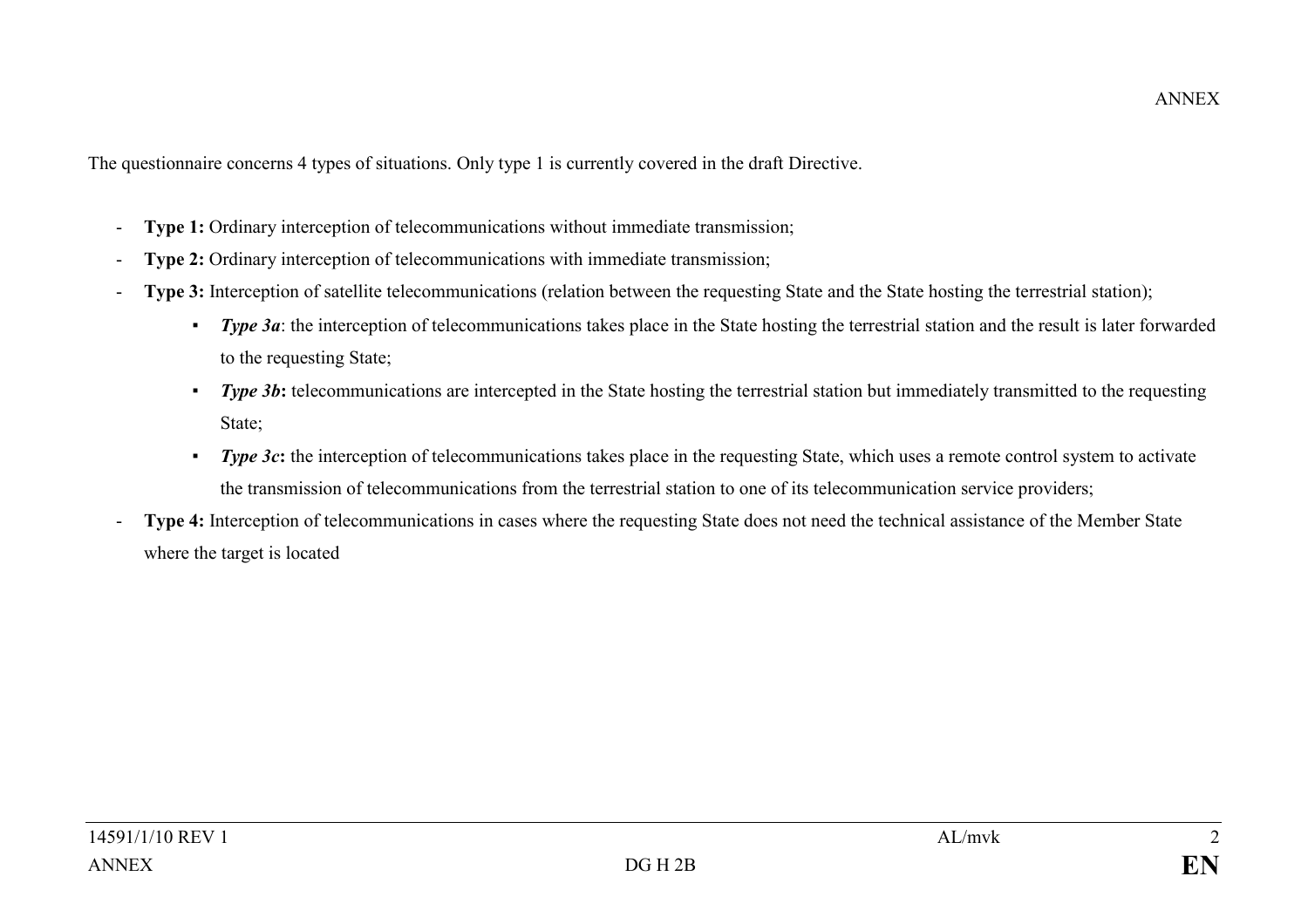The questionnaire concerns 4 types of situations. Only type 1 is currently covered in the draft Directive.

- **Type 1:** Ordinary interception of telecommunications without immediate transmission;
- **Type 2:** Ordinary interception of telecommunications with immediate transmission;
- **Type 3:** Interception of satellite telecommunications (relation between the requesting State and the State hosting the terrestrial station);
  - ***Type 3a***: the interception of telecommunications takes place in the State hosting the terrestrial station and the result is later forwarded to the requesting State;
  - ***Type 3b*****:** telecommunications are intercepted in the State hosting the terrestrial station but immediately transmitted to the requesting State;
  - ***Type 3c*****:** the interception of telecommunications takes place in the requesting State, which uses a remote control system to activate the transmission of telecommunications from the terrestrial station to one of its telecommunication service providers;
- **Type 4:** Interception of telecommunications in cases where the requesting State does not need the technical assistance of the Member State where the target is located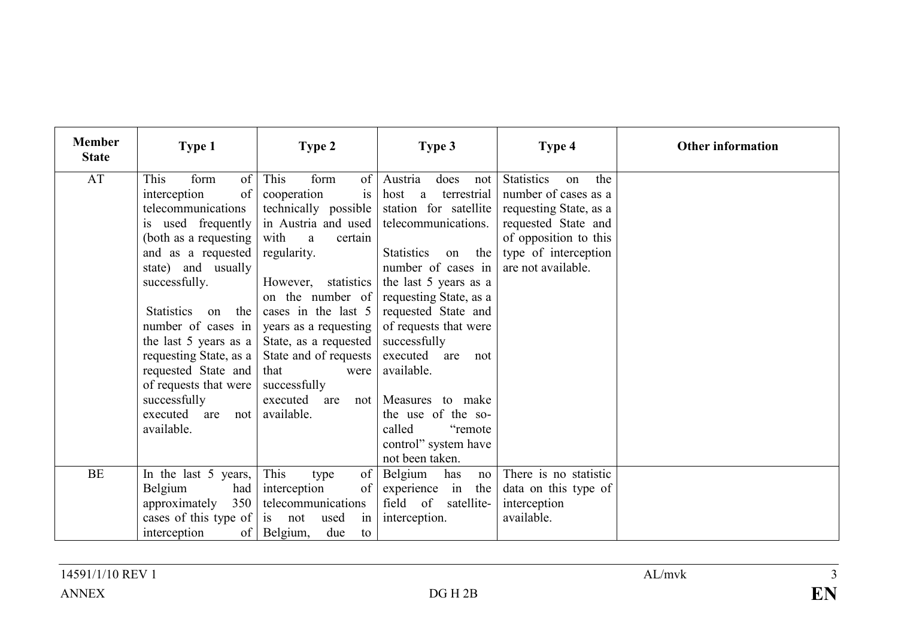| Member State | Type 1 | Type 2 | Type 3 | Type 4 | Other information |
|---|---|---|---|---|---|
| AT | This form of interception of telecommunications is used frequently (both as a requesting and as a requested state) and usually successfully.<br><br>Statistics on the number of cases in the last 5 years as a requesting State, as a requested State and of requests that were successfully executed are not available. | This form of cooperation is technically possible in Austria and used with a certain regularity.<br><br>However, statistics on the number of cases in the last 5 years as a requesting State, as a requested State and of requests that were successfully executed are not available. | Austria does not host a terrestrial station for satellite telecommunications.<br><br>Statistics on the number of cases in the last 5 years as a requesting State, as a requested State and of requests that were successfully executed are not available.<br><br>Measures to make the use of the so-called "remote control" system have not been taken. | Statistics on the number of cases as a requesting State, as a requested State and of opposition to this type of interception are not available. | |
| BE | In the last 5 years, Belgium had approximately 350 cases of this type of interception of | This type of interception of telecommunications is not used in Belgium, due to | Belgium has no experience in the field of satellite-interception. | There is no statistic data on this type of interception available. | |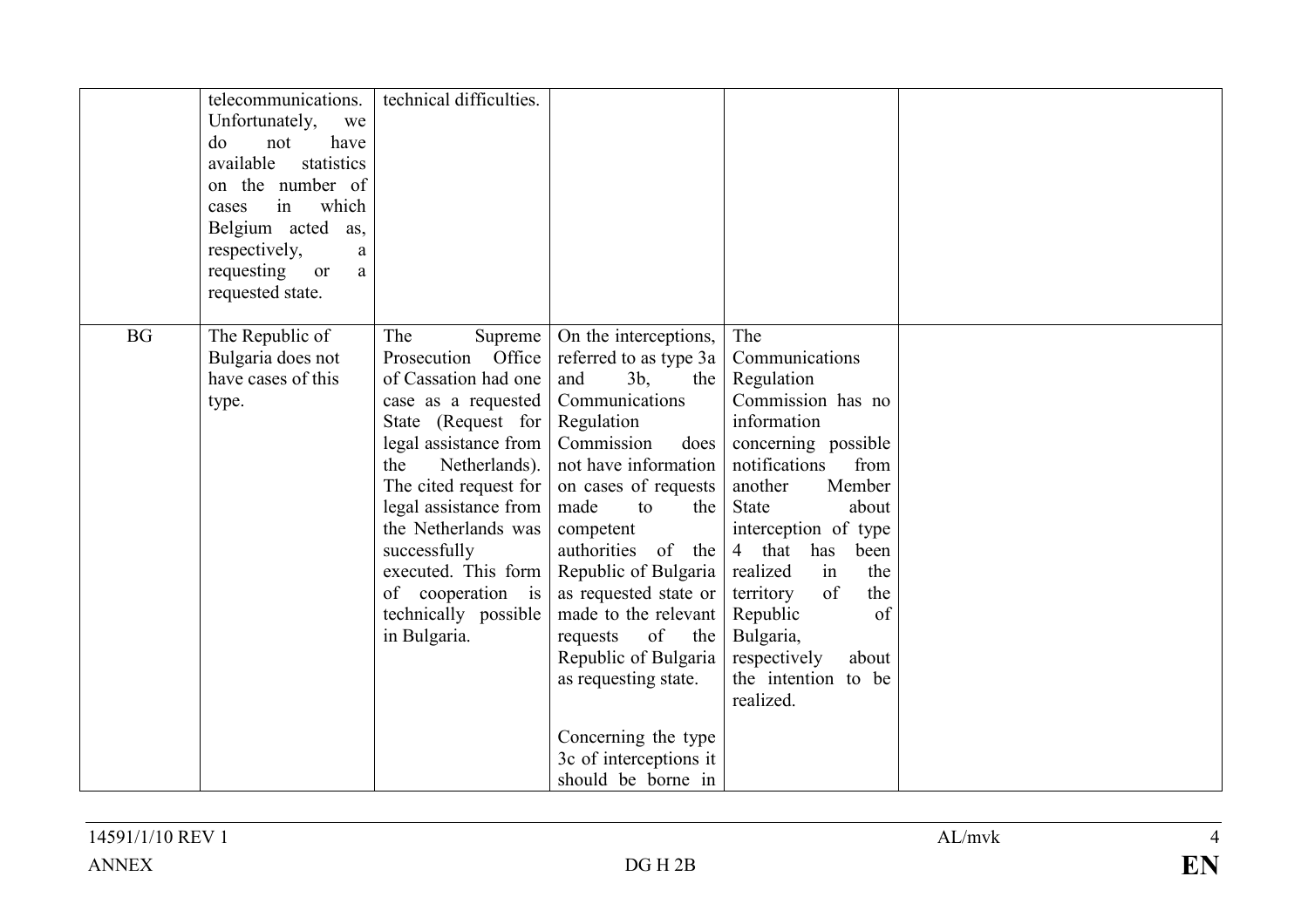| | | | | | |
|---|---|---|---|---|---|
| | telecommunications. Unfortunately, we do not have available statistics on the number of cases in which Belgium acted as, respectively, a requesting or a requested state. | technical difficulties. | | | |
| BG | The Republic of Bulgaria does not have cases of this type. | The Supreme Prosecution Office of Cassation had one case as a requested State (Request for legal assistance from the Netherlands). The cited request for legal assistance from the Netherlands was successfully executed. This form of cooperation is technically possible in Bulgaria. | On the interceptions, referred to as type 3a and 3b, the Communications Regulation Commission does not have information on cases of requests made to the competent authorities of the Republic of Bulgaria as requested state or made to the relevant requests of the Republic of Bulgaria as requesting state.<br><br>Concerning the type 3c of interceptions it should be borne in | The Communications Regulation Commission has no information concerning possible notifications from another Member State about interception of type 4 that has been realized in the territory of the Republic of Bulgaria, respectively about the intention to be realized. | |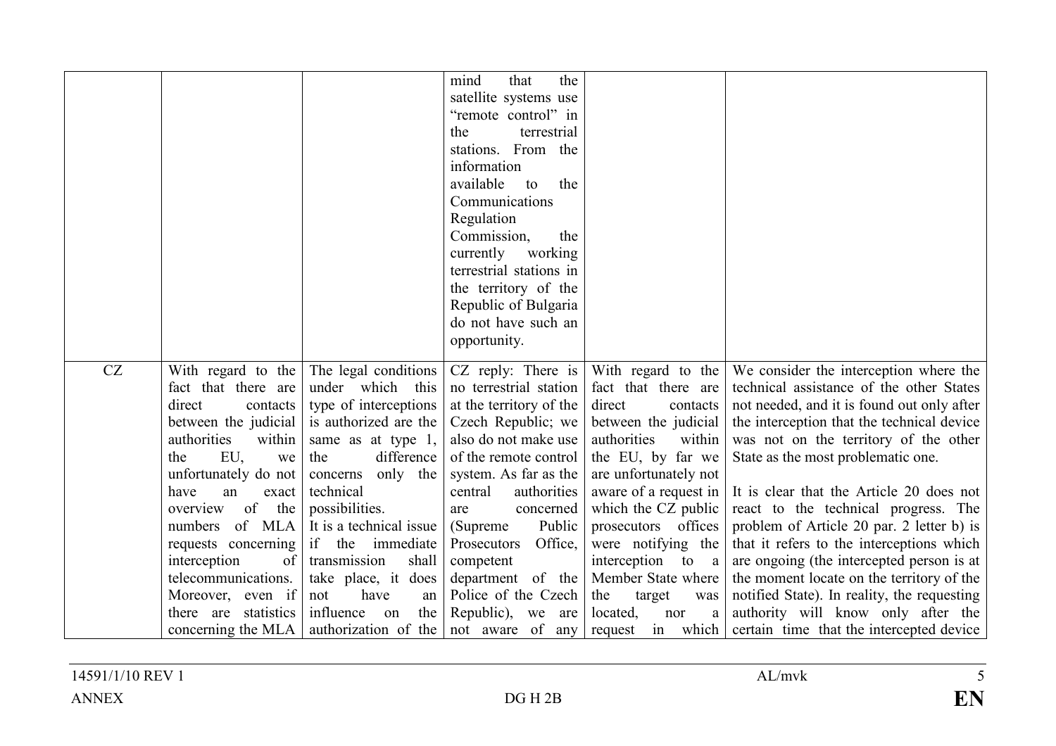| | | | | | |
|---|---|---|---|---|---|
| | | | mind that the satellite systems use "remote control" in the terrestrial stations. From the information available to the Communications Regulation Commission, the currently working terrestrial stations in the territory of the Republic of Bulgaria do not have such an opportunity. | | |
| CZ | With regard to the fact that there are direct contacts between the judicial authorities within the EU, we unfortunately do not have an exact overview of the numbers of MLA requests concerning interception of telecommunications. Moreover, even if there are statistics concerning the MLA | The legal conditions under which this type of interceptions is authorized are the same as at type 1, the difference concerns only the technical possibilities.<br>It is a technical issue if the immediate transmission shall take place, it does not have an influence on the authorization of the | CZ reply: There is no terrestrial station at the territory of the Czech Republic; we also do not make use of the remote control system. As far as the central authorities are concerned (Supreme Public Prosecutors Office, competent department of the Police of the Czech Republic), we are not aware of any | With regard to the fact that there are direct contacts between the judicial authorities within the EU, by far we are unfortunately not aware of a request in which the CZ public prosecutors offices were notifying the interception to a Member State where the target was located, nor a request in which | We consider the interception where the technical assistance of the other States not needed, and it is found out only after the interception that the technical device was not on the territory of the other State as the most problematic one.<br><br>It is clear that the Article 20 does not react to the technical progress. The problem of Article 20 par. 2 letter b) is that it refers to the interceptions which are ongoing (the intercepted person is at the moment locate on the territory of the notified State). In reality, the requesting authority will know only after the certain time that the intercepted device |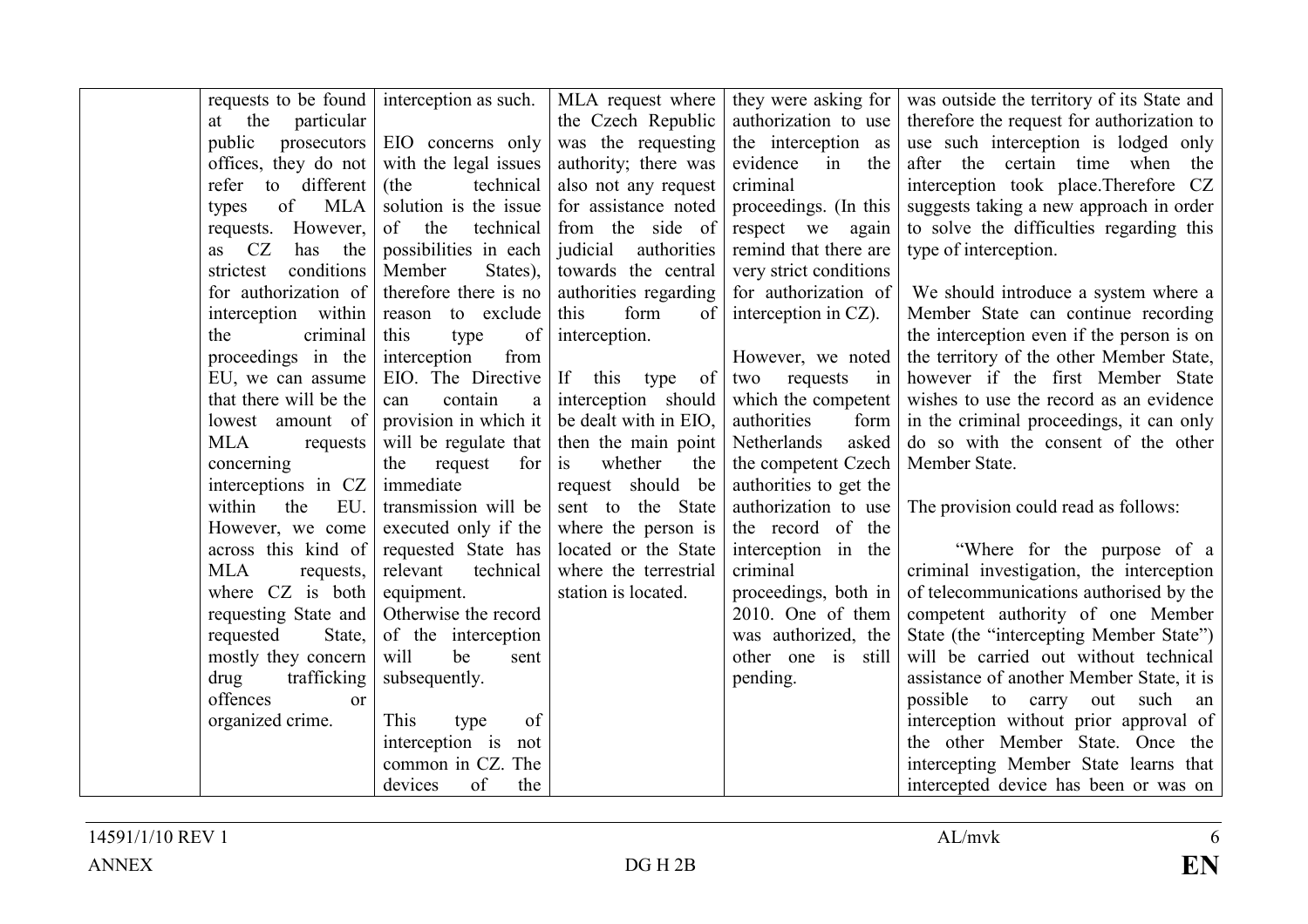| | | | | | |
|---|---|---|---|---|---|
| | requests to be found at the particular public prosecutors offices, they do not refer to different types of MLA requests. However, as CZ has the strictest conditions for authorization of interception within the criminal proceedings in the EU, we can assume that there will be the lowest amount of MLA requests concerning interceptions in CZ within the EU. However, we come across this kind of MLA requests, where CZ is both requesting State and requested State, mostly they concern drug trafficking offences or organized crime. | interception as such.<br><br>EIO concerns only with the legal issues (the technical solution is the issue of the technical possibilities in each Member States), therefore there is no reason to exclude this type of interception from EIO. The Directive can contain a provision in which it will be regulate that the request for immediate transmission will be executed only if the requested State has relevant technical equipment. Otherwise the record of the interception will be sent subsequently.<br><br>This type of interception is not common in CZ. The devices of the | MLA request where the Czech Republic was the requesting authority; there was also not any request for assistance noted from the side of judicial authorities towards the central authorities regarding this form of interception.<br><br>If this type of interception should be dealt with in EIO, then the main point is whether the request should be sent to the State where the person is located or the State where the terrestrial station is located. | they were asking for authorization to use the interception as evidence in the criminal proceedings. (In this respect we again remind that there are very strict conditions for authorization of interception in CZ).<br><br>However, we noted two requests in which the competent authorities form Netherlands asked the competent Czech authorities to get the authorization to use the record of the interception in the criminal proceedings, both in 2010. One of them was authorized, the other one is still pending. | was outside the territory of its State and therefore the request for authorization to use such interception is lodged only after the certain time when the interception took place.Therefore CZ suggests taking a new approach in order to solve the difficulties regarding this type of interception.<br><br>We should introduce a system where a Member State can continue recording the interception even if the person is on the territory of the other Member State, however if the first Member State wishes to use the record as an evidence in the criminal proceedings, it can only do so with the consent of the other Member State.<br><br>The provision could read as follows:<br><br>"Where for the purpose of a criminal investigation, the interception of telecommunications authorised by the competent authority of one Member State (the "intercepting Member State") will be carried out without technical assistance of another Member State, it is possible to carry out such an interception without prior approval of the other Member State. Once the intercepting Member State learns that intercepted device has been or was on |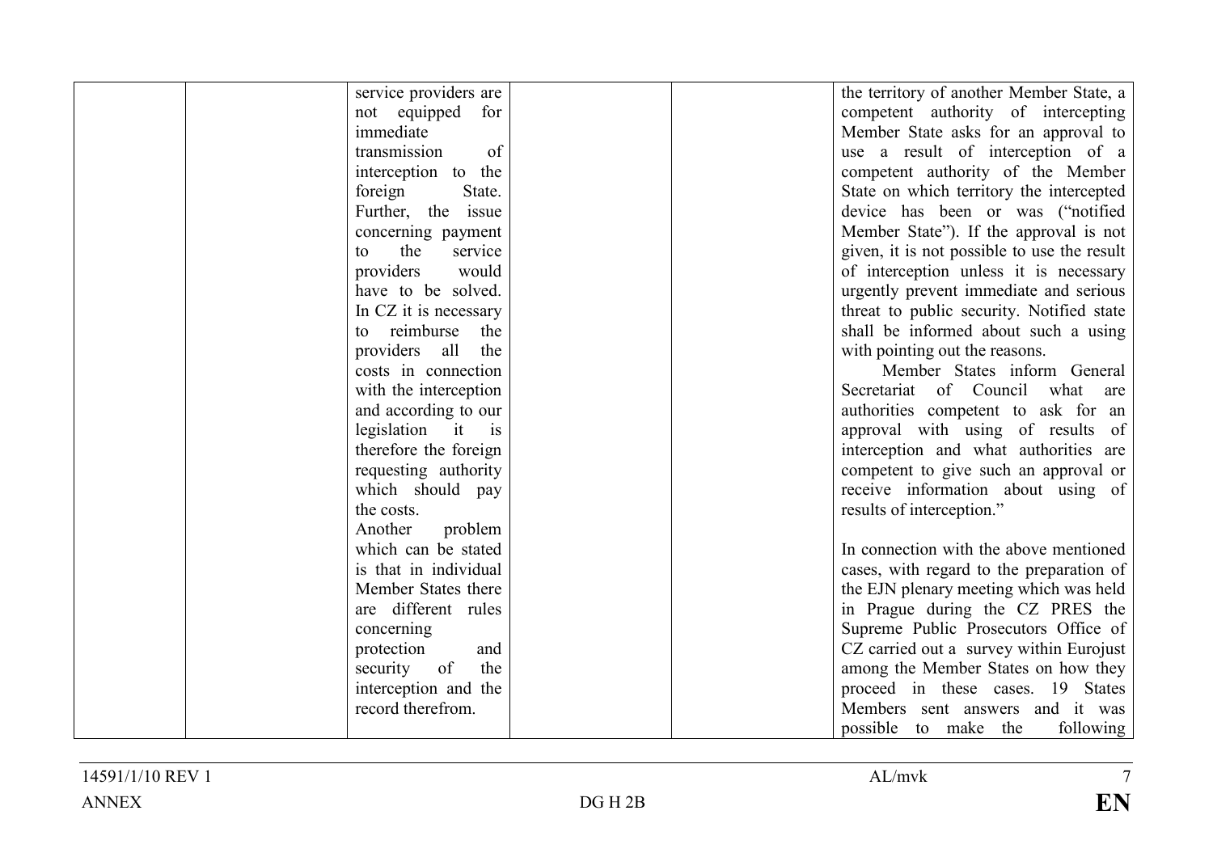|  |  |  |  |  |  |
|---|---|---|---|---|---|
|  |  | service providers are not equipped for immediate transmission of interception to the foreign State. Further, the issue concerning payment to the service providers would have to be solved. In CZ it is necessary to reimburse the providers all the costs in connection with the interception and according to our legislation it is therefore the foreign requesting authority which should pay the costs. Another problem which can be stated is that in individual Member States there are different rules concerning protection and security of the interception and the record therefrom. |  |  | the territory of another Member State, a competent authority of intercepting Member State asks for an approval to use a result of interception of a competent authority of the Member State on which territory the intercepted device has been or was ("notified Member State"). If the approval is not given, it is not possible to use the result of interception unless it is necessary urgently prevent immediate and serious threat to public security. Notified state shall be informed about such a using with pointing out the reasons.<br>Member States inform General Secretariat of Council what are authorities competent to ask for an approval with using of results of interception and what authorities are competent to give such an approval or receive information about using of results of interception."<br><br>In connection with the above mentioned cases, with regard to the preparation of the EJN plenary meeting which was held in Prague during the CZ PRES the Supreme Public Prosecutors Office of CZ carried out a survey within Eurojust among the Member States on how they proceed in these cases. 19 States Members sent answers and it was possible to make the following |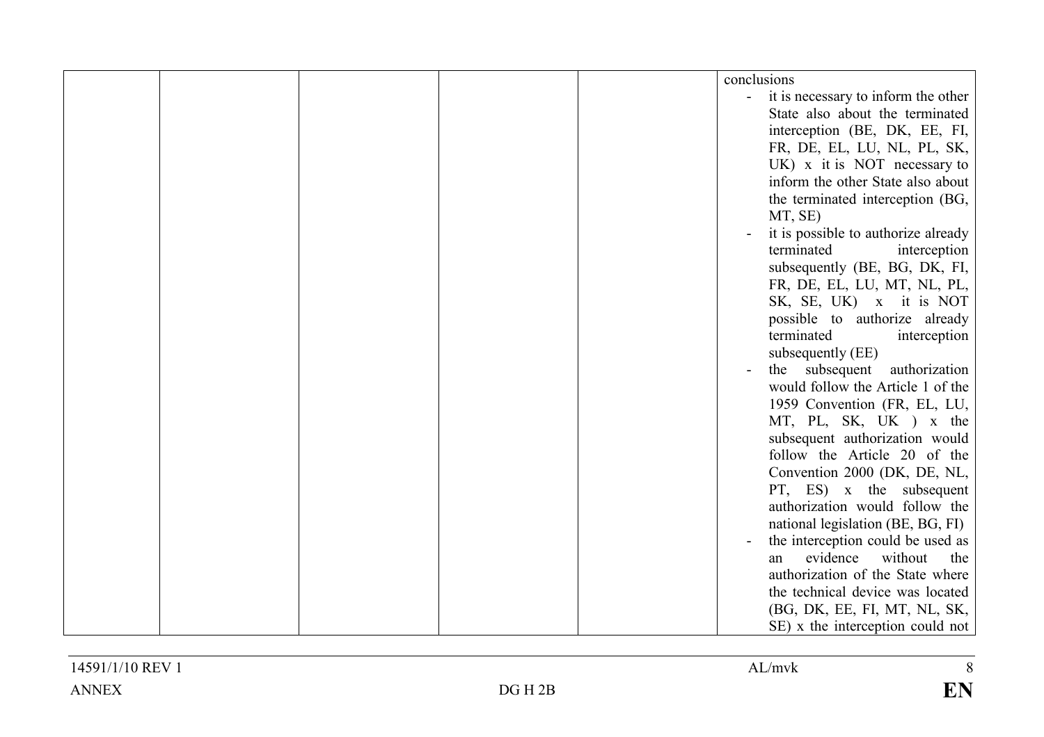|  |  |  |  |  | conclusions<br>- it is necessary to inform the other State also about the terminated interception (BE, DK, EE, FI, FR, DE, EL, LU, NL, PL, SK, UK) x it is NOT necessary to inform the other State also about the terminated interception (BG, MT, SE)<br>- it is possible to authorize already terminated interception subsequently (BE, BG, DK, FI, FR, DE, EL, LU, MT, NL, PL, SK, SE, UK) x it is NOT possible to authorize already terminated interception subsequently (EE)<br>- the subsequent authorization would follow the Article 1 of the 1959 Convention (FR, EL, LU, MT, PL, SK, UK ) x the subsequent authorization would follow the Article 20 of the Convention 2000 (DK, DE, NL, PT, ES) x the subsequent authorization would follow the national legislation (BE, BG, FI)<br>- the interception could be used as an evidence without the authorization of the State where the technical device was located (BG, DK, EE, FI, MT, NL, SK, SE) x the interception could not |
|---|---|---|---|---|---|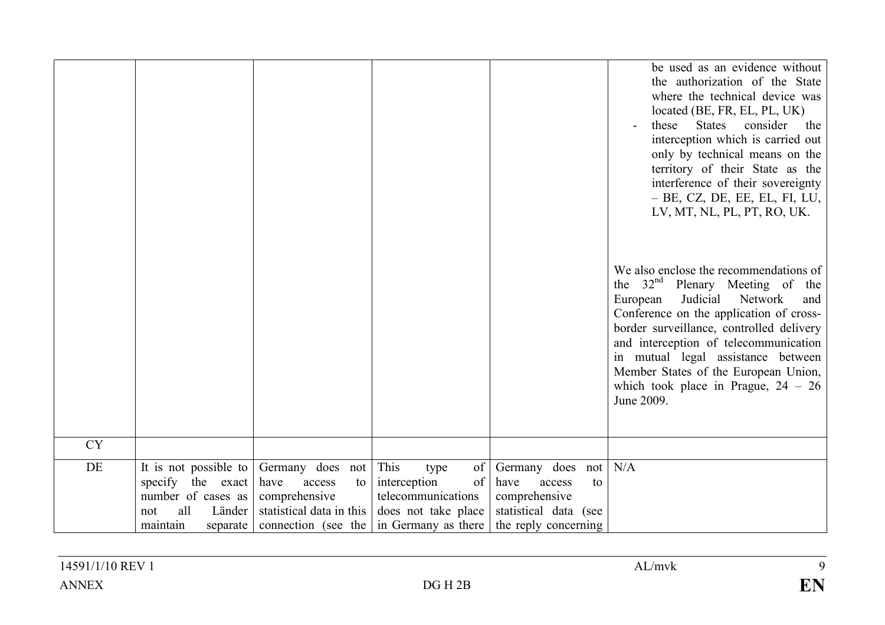| | | | | | |
|---|---|---|---|---|---|
| | | | | | be used as an evidence without the authorization of the State where the technical device was located (BE, FR, EL, PL, UK)<br>- these States consider the interception which is carried out only by technical means on the territory of their State as the interference of their sovereignty – BE, CZ, DE, EE, EL, FI, LU, LV, MT, NL, PL, PT, RO, UK.<br><br>We also enclose the recommendations of the 32nd Plenary Meeting of the European Judicial Network and Conference on the application of cross-border surveillance, controlled delivery and interception of telecommunication in mutual legal assistance between Member States of the European Union, which took place in Prague, 24 – 26 June 2009. |
| CY | | | | | |
| DE | It is not possible to specify the exact number of cases as not all Länder maintain separate | Germany does not have access to comprehensive statistical data in this connection (see the | This type of interception of telecommunications does not take place in Germany as there | Germany does not have access to comprehensive statistical data (see the reply concerning | N/A |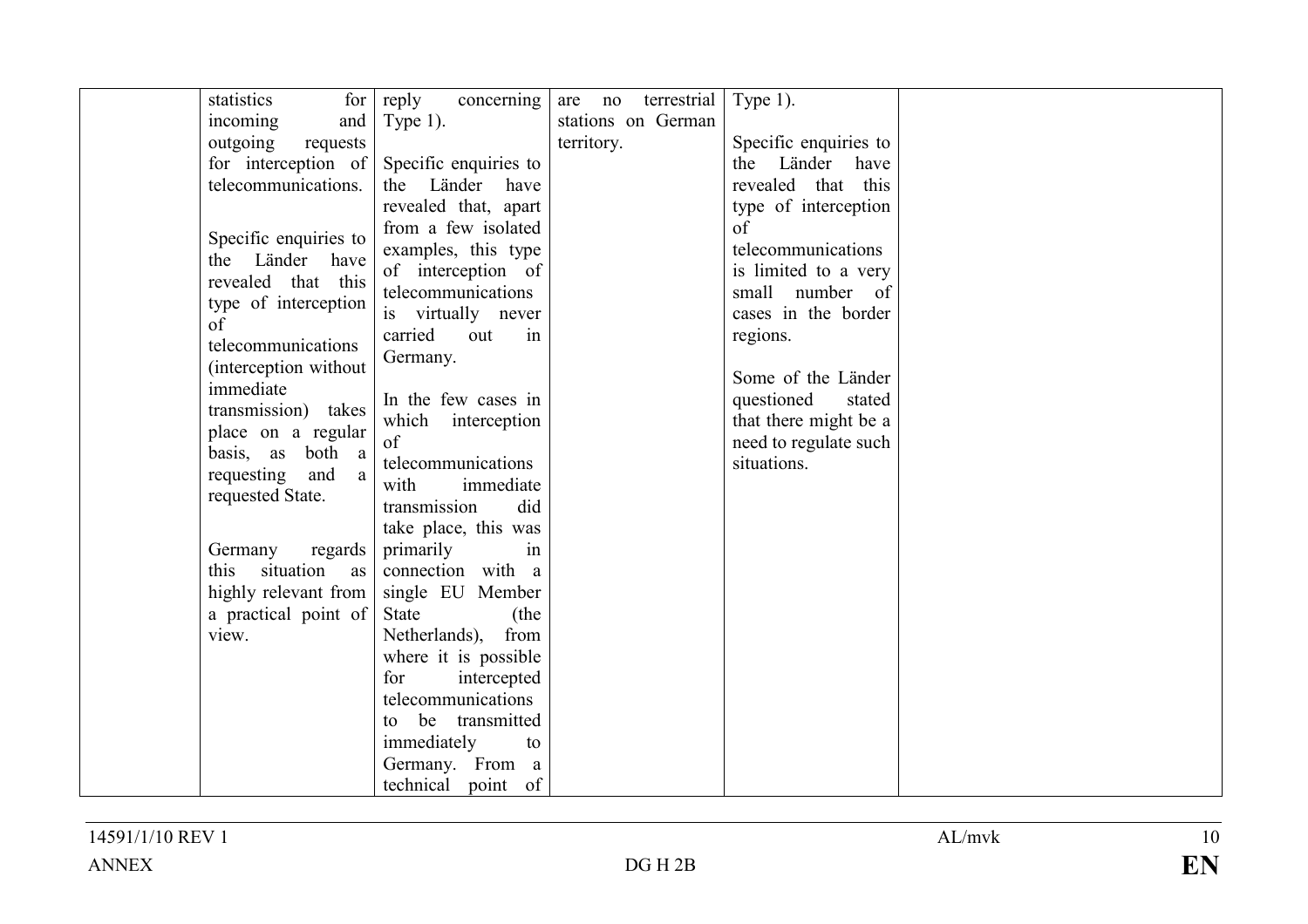| | | | | | |
|---|---|---|---|---|---|
| | statistics for incoming and outgoing requests for interception of telecommunications.<br><br>Specific enquiries to the Länder have revealed that this type of interception of telecommunications (interception without immediate transmission) takes place on a regular basis, as both a requesting and a requested State.<br><br>Germany regards this situation as highly relevant from a practical point of view. | reply concerning Type 1).<br><br>Specific enquiries to the Länder have revealed that, apart from a few isolated examples, this type of interception of telecommunications is virtually never carried out in Germany.<br><br>In the few cases in which interception of telecommunications with immediate transmission did take place, this was primarily in connection with a single EU Member State (the Netherlands), from where it is possible for intercepted telecommunications to be transmitted immediately to Germany. From a technical point of | are no terrestrial stations on German territory. | Type 1).<br><br>Specific enquiries to the Länder have revealed that this type of interception of telecommunications is limited to a very small number of cases in the border regions.<br><br>Some of the Länder questioned stated that there might be a need to regulate such situations. | |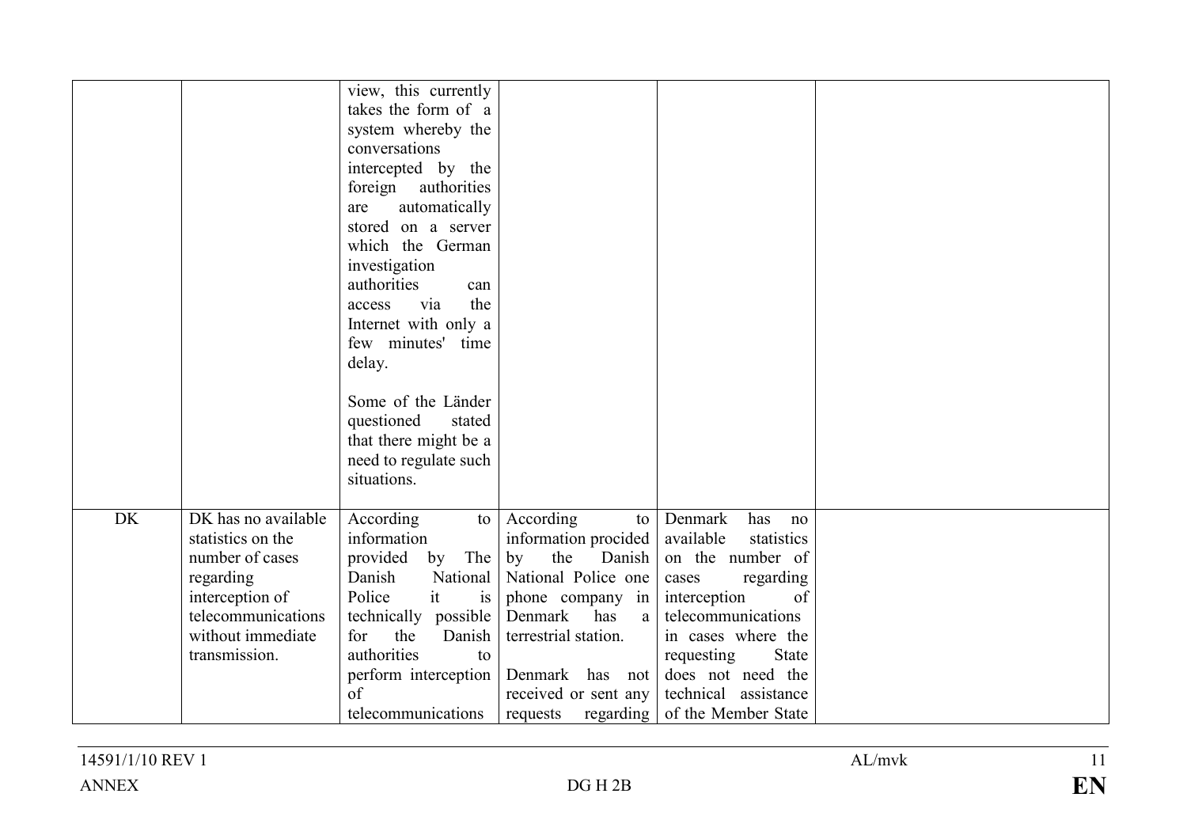|  |  | view, this currently takes the form of a system whereby the conversations intercepted by the foreign authorities are automatically stored on a server which the German investigation authorities can access via the Internet with only a few minutes' time delay.<br><br>Some of the Länder questioned stated that there might be a need to regulate such situations. |  |  |  |
|---|---|---|---|---|---|
| DK | DK has no available statistics on the number of cases regarding interception of telecommunications without immediate transmission. | According to information provided by The Danish National Police it is technically possible for the Danish authorities to perform interception of telecommunications | According to information procided by the Danish National Police one phone company in Denmark has a terrestrial station.<br><br>Denmark has not received or sent any requests regarding | Denmark has no available statistics on the number of cases regarding interception of telecommunications in cases where the requesting State does not need the technical assistance of the Member State |  |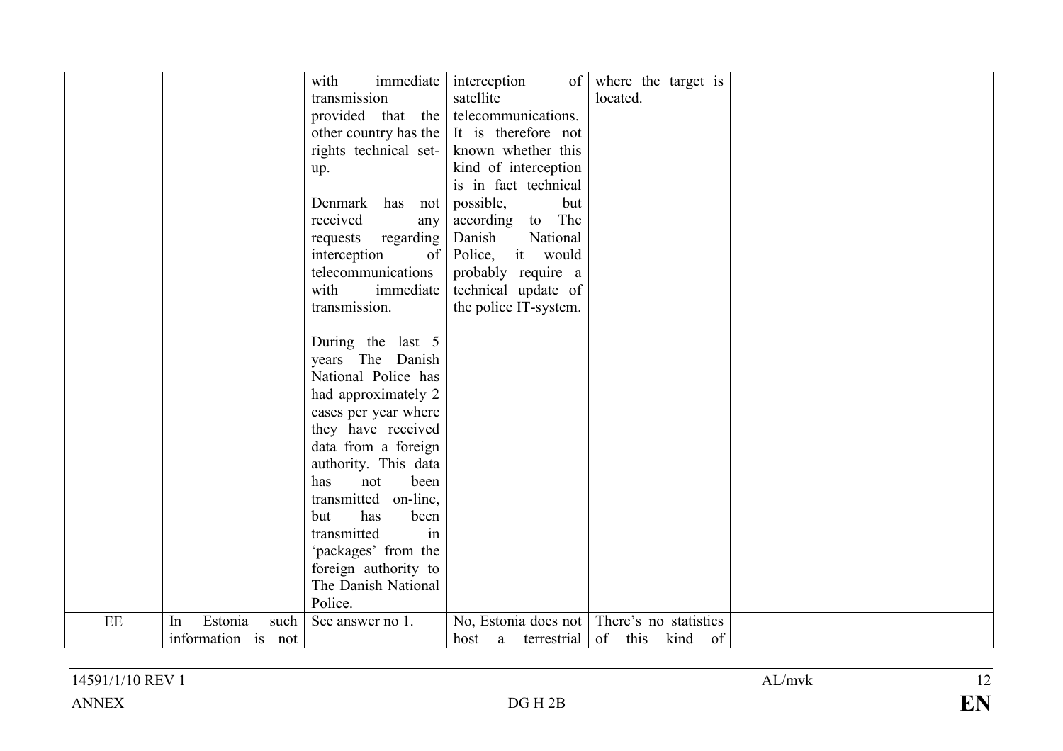| | | | | | |
|---|---|---|---|---|---|
| | | with immediate transmission provided that the other country has the rights technical set-up.<br><br>Denmark has not received any requests regarding interception of telecommunications with immediate transmission.<br><br>During the last 5 years The Danish National Police has had approximately 2 cases per year where they have received data from a foreign authority. This data has not been transmitted on-line, but has been transmitted in 'packages' from the foreign authority to The Danish National Police. | interception of satellite telecommunications. It is therefore not known whether this kind of interception is in fact technical possible, but according to The Danish National Police, it would probably require a technical update of the police IT-system. | where the target is located. | |
| EE | In Estonia such information is not | See answer no 1. | No, Estonia does not host a terrestrial | There's no statistics of this kind of | |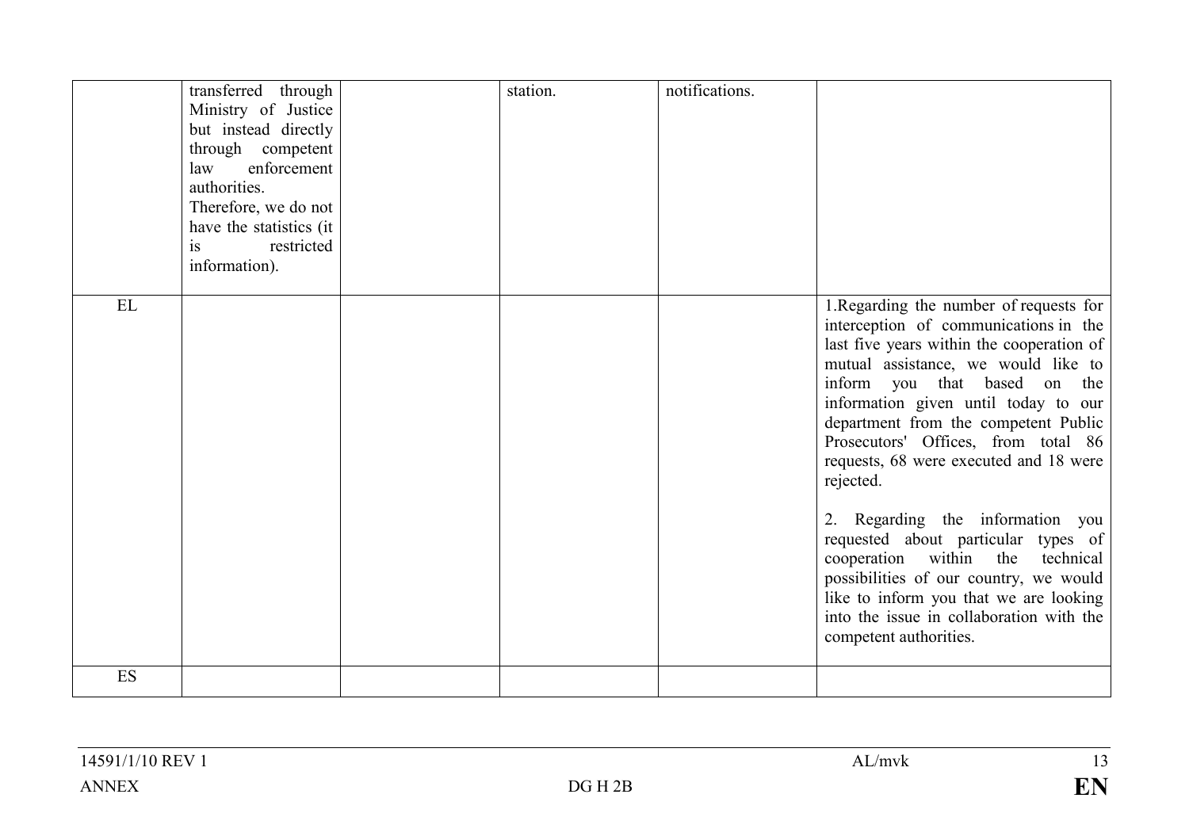| | | | | | |
|---|---|---|---|---|---|
| | transferred through Ministry of Justice but instead directly through competent law enforcement authorities. Therefore, we do not have the statistics (it is restricted information). | | station. | notifications. | |
| EL | | | | | 1.Regarding the number of requests for interception of communications in the last five years within the cooperation of mutual assistance, we would like to inform you that based on the information given until today to our department from the competent Public Prosecutors' Offices, from total 86 requests, 68 were executed and 18 were rejected.<br><br>2. Regarding the information you requested about particular types of cooperation within the technical possibilities of our country, we would like to inform you that we are looking into the issue in collaboration with the competent authorities. |
| ES | | | | | |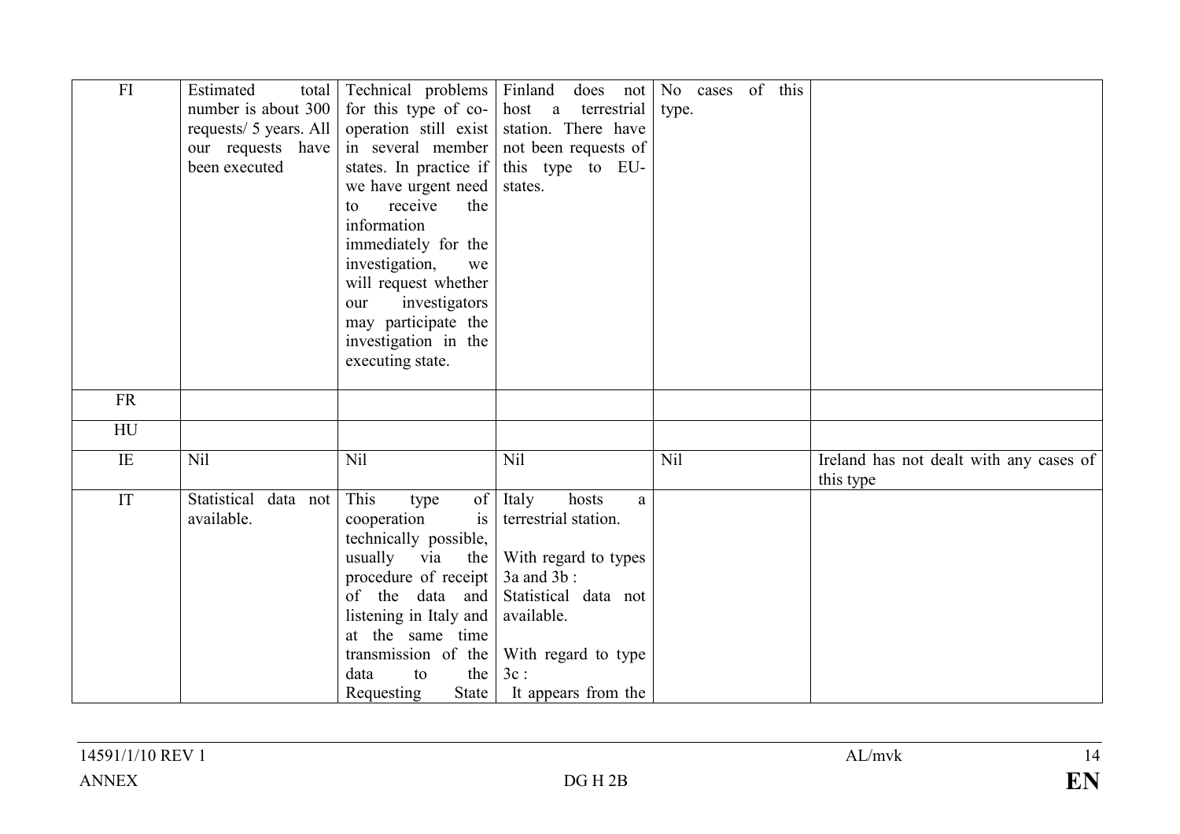| | | | | | |
|---|---|---|---|---|---|
| FI | Estimated total number is about 300 requests/ 5 years. All our requests have been executed | Technical problems for this type of co-operation still exist in several member states. In practice if we have urgent need to receive the information immediately for the investigation, we will request whether our investigators may participate the investigation in the executing state. | Finland does not host a terrestrial station. There have not been requests of this type to EU-states. | No cases of this type. | |
| FR | | | | | |
| HU | | | | | |
| IE | Nil | Nil | Nil | Nil | Ireland has not dealt with any cases of this type |
| IT | Statistical data not available. | This type of cooperation is technically possible, usually via the procedure of receipt of the data and listening in Italy and at the same time transmission of the data to the Requesting State | Italy hosts a terrestrial station.<br><br>With regard to types 3a and 3b :<br>Statistical data not available.<br><br>With regard to type 3c :<br>It appears from the | | |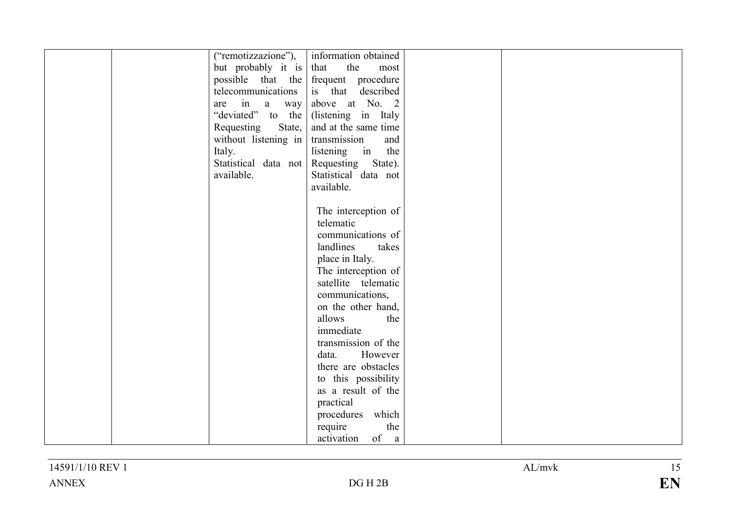| | | | | | |
|---|---|---|---|---|---|
| | | ("remotizzazione"), but probably it is possible that the telecommunications are in a way "deviated" to the Requesting State, without listening in Italy.<br>Statistical data not available. | information obtained that the most frequent procedure is that described above at No. 2 (listening in Italy and at the same time transmission and listening in the Requesting State). Statistical data not available.<br><br>The interception of telematic communications of landlines takes place in Italy.<br>The interception of satellite telematic communications, on the other hand, allows the immediate transmission of the data. However there are obstacles to this possibility as a result of the practical procedures which require the activation of a | | |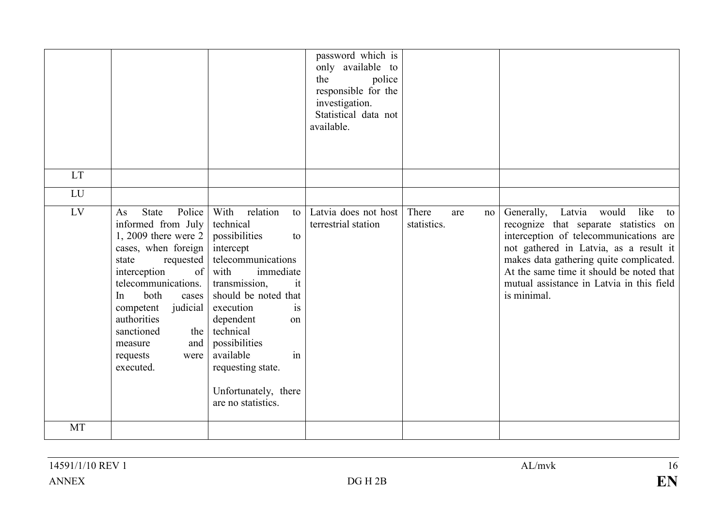| | | | | | |
|---|---|---|---|---|---|
| | | | password which is only available to the police responsible for the investigation. Statistical data not available. | | |
| LT | | | | | |
| LU | | | | | |
| LV | As State Police informed from July 1, 2009 there were 2 cases, when foreign state requested interception of telecommunications. In both cases competent judicial authorities sanctioned the measure and requests were executed. | With relation to technical possibilities to intercept telecommunications with immediate transmission, it should be noted that execution is dependent on technical possibilities available in requesting state.<br><br>Unfortunately, there are no statistics. | Latvia does not host terrestrial station | There are no statistics. | Generally, Latvia would like to recognize that separate statistics on interception of telecommunications are not gathered in Latvia, as a result it makes data gathering quite complicated. At the same time it should be noted that mutual assistance in Latvia in this field is minimal. |
| MT | | | | | |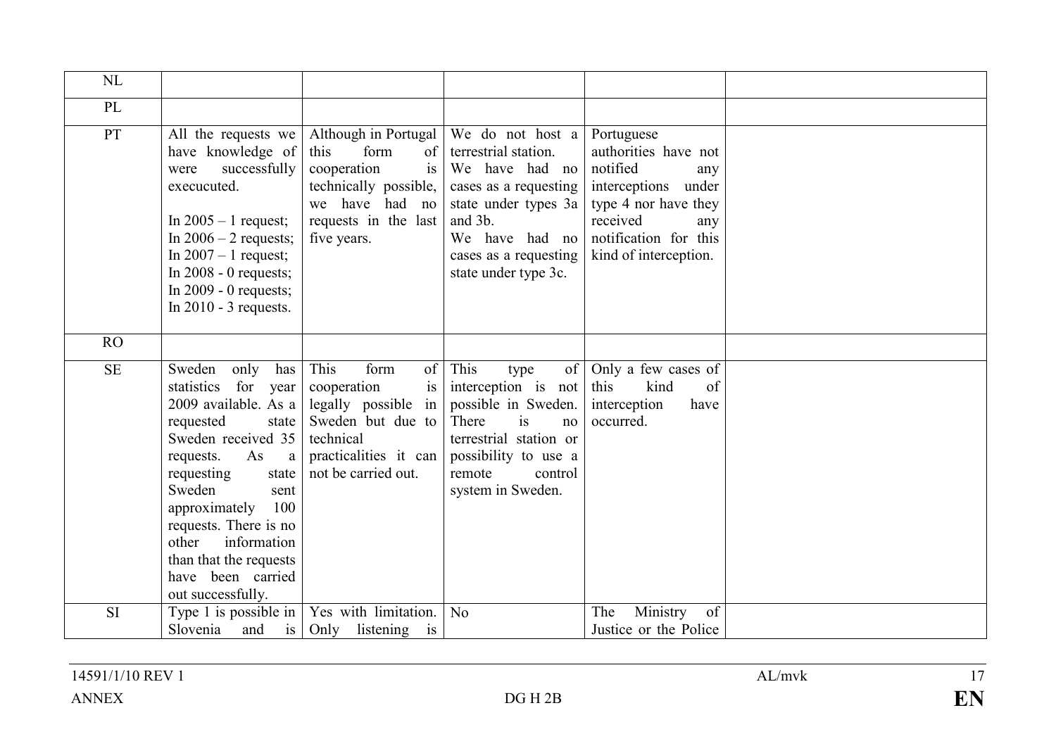| NL | | | | | |
|---|---|---|---|---|---|
| PL | | | | | |
| PT | All the requests we have knowledge of were successfully execucuted.<br><br>In 2005 – 1 request;<br>In 2006 – 2 requests;<br>In 2007 – 1 request;<br>In 2008 - 0 requests;<br>In 2009 - 0 requests;<br>In 2010 - 3 requests. | Although in Portugal this form of cooperation is technically possible, we have had no requests in the last five years. | We do not host a terrestrial station.<br>We have had no cases as a requesting state under types 3a and 3b.<br>We have had no cases as a requesting state under type 3c. | Portuguese authorities have not notified any interceptions under type 4 nor have they received any notification for this kind of interception. | |
| RO | | | | | |
| SE | Sweden only has statistics for year 2009 available. As a requested state Sweden received 35 requests. As a requesting state Sweden sent approximately 100 requests. There is no other information than that the requests have been carried out successfully. | This form of cooperation is legally possible in Sweden but due to technical practicalities it can not be carried out. | This type of interception is not possible in Sweden. There is no terrestrial station or possibility to use a remote control system in Sweden. | Only a few cases of this kind of interception have occurred. | |
| SI | Type 1 is possible in Slovenia and is | Yes with limitation. Only listening is | No | The Ministry of Justice or the Police | |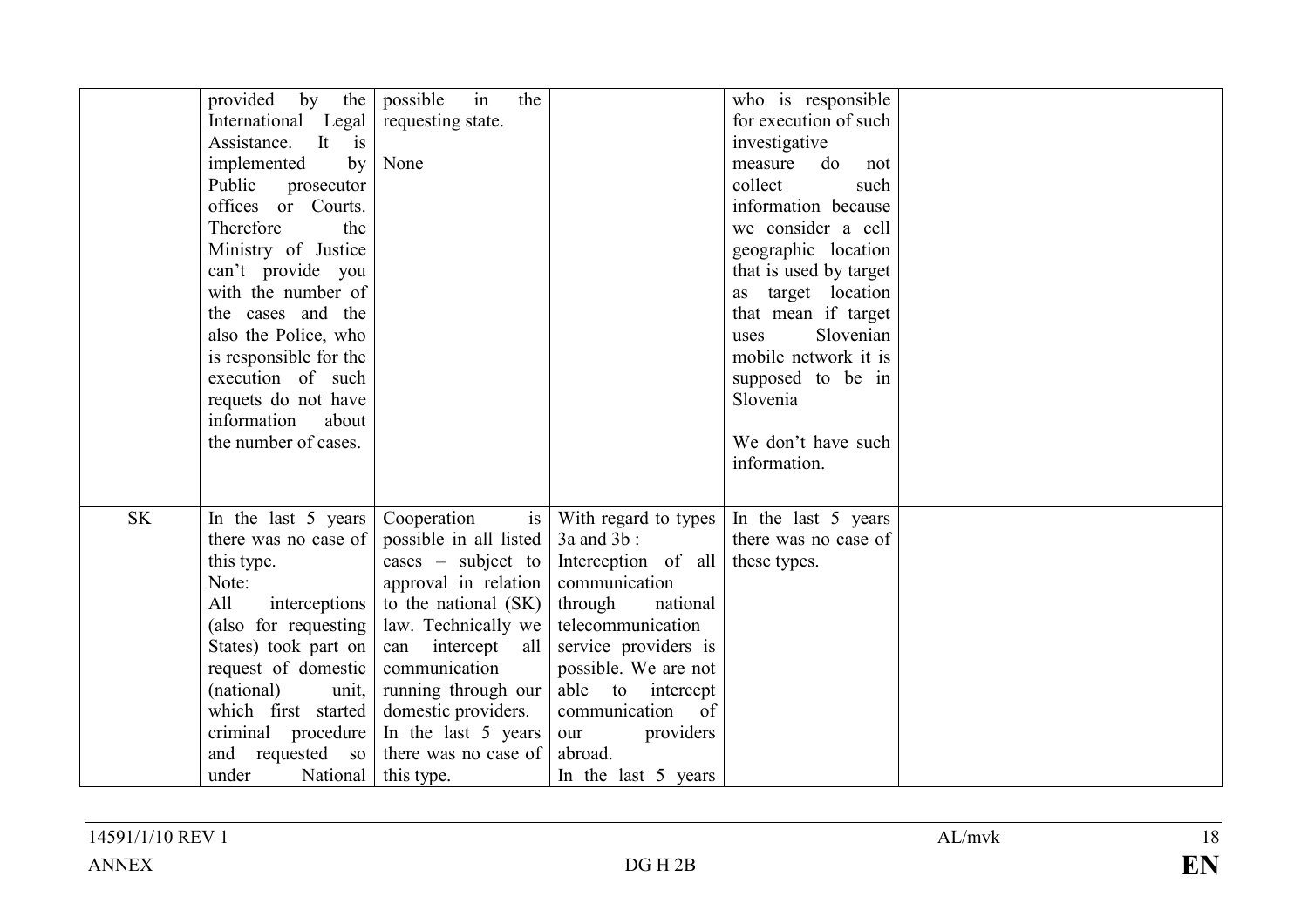| | | | | | |
|---|---|---|---|---|---|
| | provided by the International Legal Assistance. It is implemented by Public prosecutor offices or Courts. Therefore the Ministry of Justice can't provide you with the number of the cases and the also the Police, who is responsible for the execution of such requets do not have information about the number of cases. | possible in the requesting state.<br><br>None | | who is responsible for execution of such investigative measure do not collect such information because we consider a cell geographic location that is used by target as target location that mean if target uses Slovenian mobile network it is supposed to be in Slovenia<br><br>We don't have such information. | |
| SK | In the last 5 years there was no case of this type.<br>Note:<br>All interceptions (also for requesting States) took part on request of domestic (national) unit, which first started criminal procedure and requested so under National | Cooperation is possible in all listed cases – subject to approval in relation to the national (SK) law. Technically we can intercept all communication running through our domestic providers.<br>In the last 5 years there was no case of this type. | With regard to types 3a and 3b :<br>Interception of all communication through national telecommunication service providers is possible. We are not able to intercept communication of our providers abroad.<br>In the last 5 years | In the last 5 years there was no case of these types. | |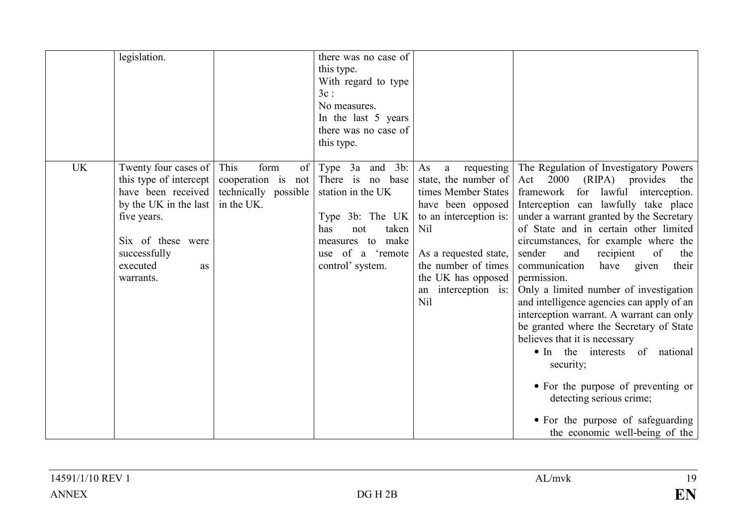|  |  |  |  |  |  |
|---|---|---|---|---|---|
|  | legislation. |  | there was no case of this type.<br>With regard to type 3c :<br>No measures.<br>In the last 5 years there was no case of this type. |  |  |
| UK | Twenty four cases of this type of intercept have been received by the UK in the last five years.<br><br>Six of these were successfully executed as warrants. | This form of cooperation is not technically possible in the UK. | Type 3a and 3b: There is no base station in the UK<br><br>Type 3b: The UK has not taken measures to make use of a 'remote control' system. | As a requesting state, the number of times Member States have been opposed to an interception is: Nil<br><br>As a requested state, the number of times the UK has opposed an interception is: Nil | The Regulation of Investigatory Powers Act 2000 (RIPA) provides the framework for lawful interception. Interception can lawfully take place under a warrant granted by the Secretary of State and in certain other limited circumstances, for example where the sender and recipient of the communication have given their permission.<br>Only a limited number of investigation and intelligence agencies can apply of an interception warrant. A warrant can only be granted where the Secretary of State believes that it is necessary<br>• In the interests of national security;<br>• For the purpose of preventing or detecting serious crime;<br>• For the purpose of safeguarding the economic well-being of the |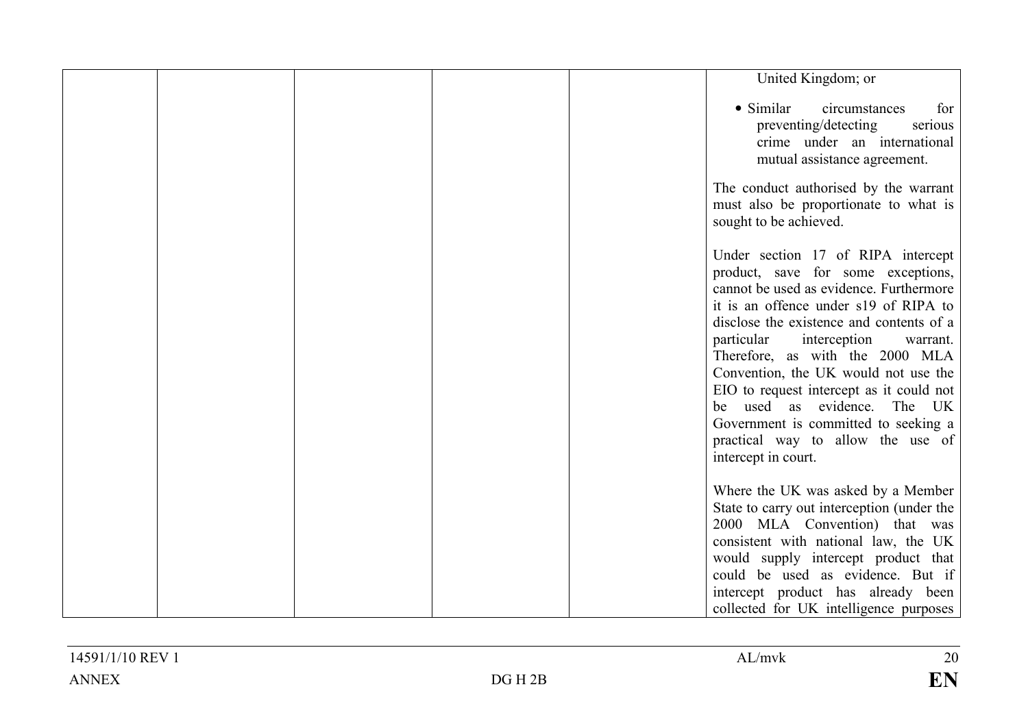| | | | | | |
|---|---|---|---|---|---|
| | | | | | United Kingdom; or<br><br>• Similar circumstances for preventing/detecting serious crime under an international mutual assistance agreement.<br><br>The conduct authorised by the warrant must also be proportionate to what is sought to be achieved.<br><br>Under section 17 of RIPA intercept product, save for some exceptions, cannot be used as evidence. Furthermore it is an offence under s19 of RIPA to disclose the existence and contents of a particular interception warrant. Therefore, as with the 2000 MLA Convention, the UK would not use the EIO to request intercept as it could not be used as evidence. The UK Government is committed to seeking a practical way to allow the use of intercept in court.<br><br>Where the UK was asked by a Member State to carry out interception (under the 2000 MLA Convention) that was consistent with national law, the UK would supply intercept product that could be used as evidence. But if intercept product has already been collected for UK intelligence purposes |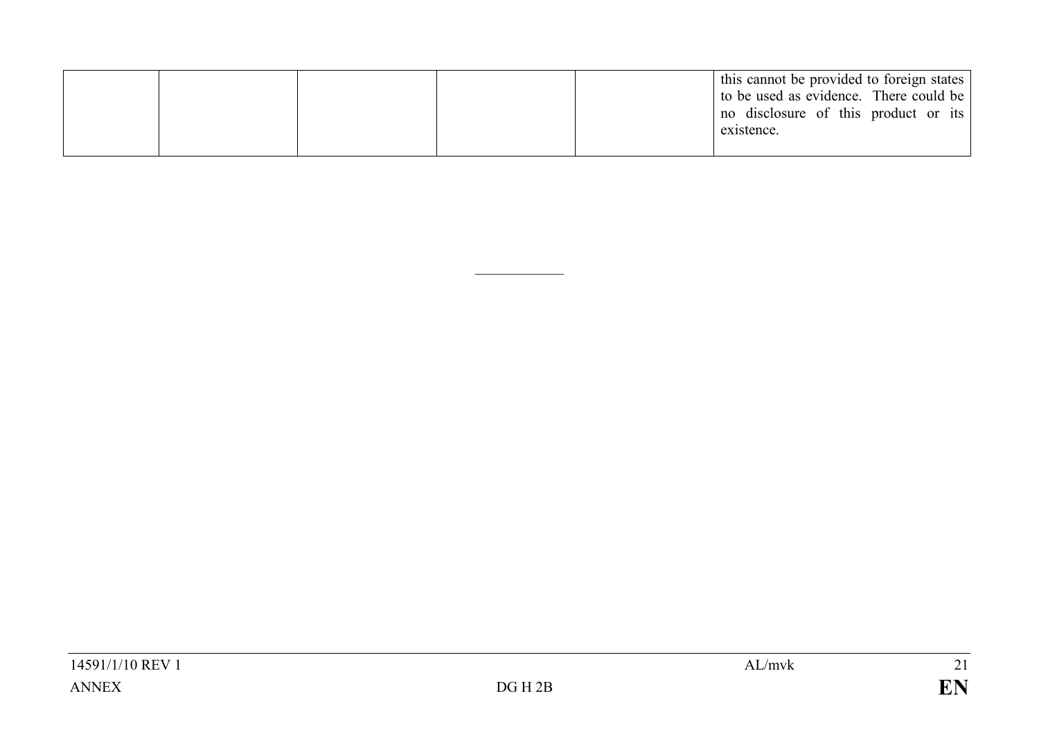| | | | | | |
|---|---|---|---|---|---|
| | | | | | this cannot be provided to foreign states to be used as evidence. There could be no disclosure of this product or its existence. |

___________